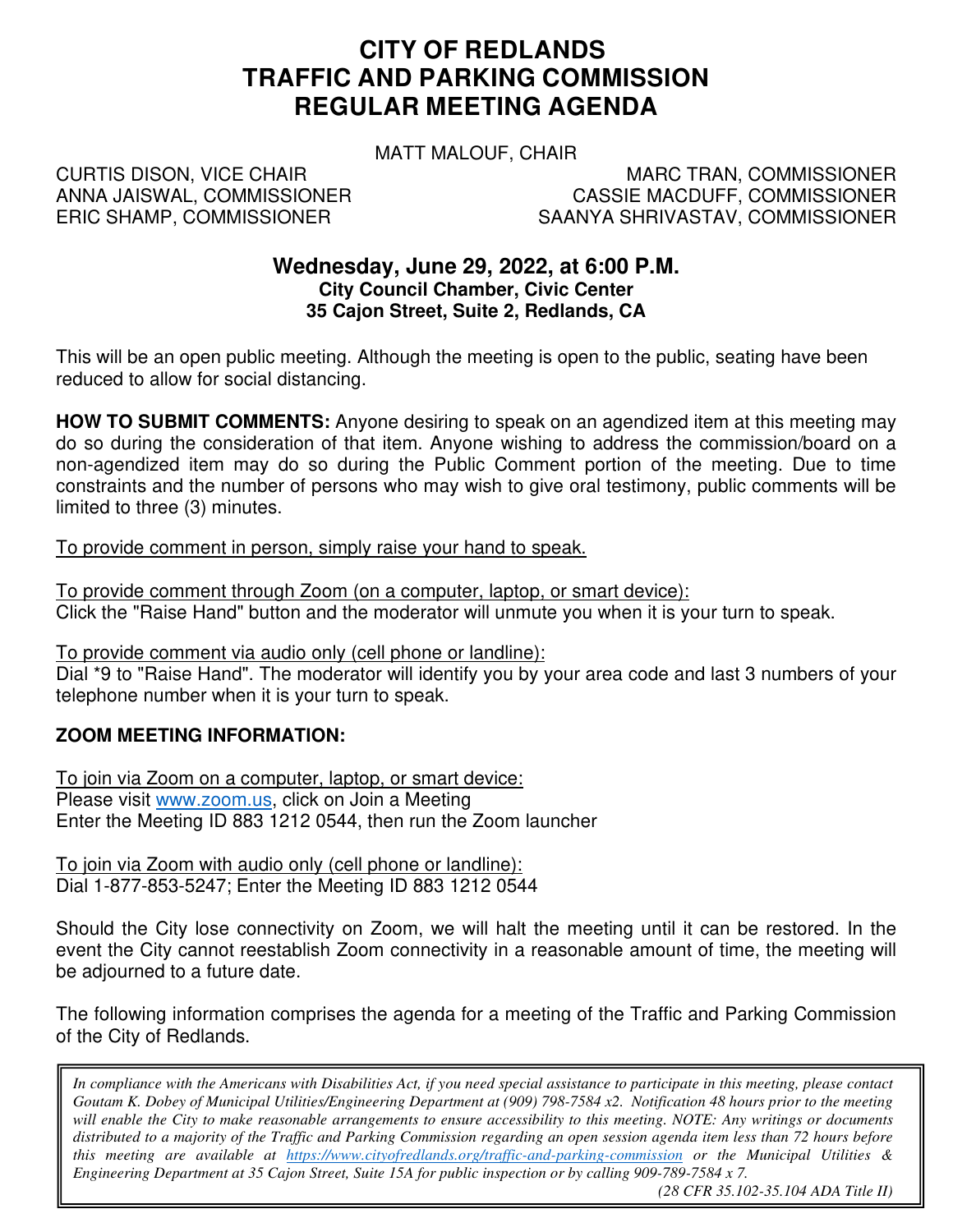# CITY OF REDLANDS
# TRAFFIC AND PARKING COMMISSION
# REGULAR MEETING AGENDA

MATT MALOUF, CHAIR

CURTIS DISON, VICE CHAIR
ANNA JAISWAL, COMMISSIONER
ERIC SHAMP, COMMISSIONER
MARC TRAN, COMMISSIONER
CASSIE MACDUFF, COMMISSIONER
SAANYA SHRIVASTAV, COMMISSIONER

## Wednesday, June 29, 2022, at 6:00 P.M.

**City Council Chamber, Civic Center**
**35 Cajon Street, Suite 2, Redlands, CA**

This will be an open public meeting. Although the meeting is open to the public, seating have been reduced to allow for social distancing.

**HOW TO SUBMIT COMMENTS:** Anyone desiring to speak on an agendized item at this meeting may do so during the consideration of that item. Anyone wishing to address the commission/board on a non-agendized item may do so during the Public Comment portion of the meeting. Due to time constraints and the number of persons who may wish to give oral testimony, public comments will be limited to three (3) minutes.

<u>To provide comment in person, simply raise your hand to speak.</u>

<u>To provide comment through Zoom (on a computer, laptop, or smart device):</u>
Click the "Raise Hand" button and the moderator will unmute you when it is your turn to speak.

<u>To provide comment via audio only (cell phone or landline):</u>
Dial *9 to "Raise Hand". The moderator will identify you by your area code and last 3 numbers of your telephone number when it is your turn to speak.

**ZOOM MEETING INFORMATION:**

<u>To join via Zoom on a computer, laptop, or smart device:</u>
Please visit www.zoom.us, click on Join a Meeting
Enter the Meeting ID 883 1212 0544, then run the Zoom launcher

<u>To join via Zoom with audio only (cell phone or landline):</u>
Dial 1-877-853-5247; Enter the Meeting ID 883 1212 0544

Should the City lose connectivity on Zoom, we will halt the meeting until it can be restored. In the event the City cannot reestablish Zoom connectivity in a reasonable amount of time, the meeting will be adjourned to a future date.

The following information comprises the agenda for a meeting of the Traffic and Parking Commission of the City of Redlands.

*In compliance with the Americans with Disabilities Act, if you need special assistance to participate in this meeting, please contact Goutam K. Dobey of Municipal Utilities/Engineering Department at (909) 798-7584 x2. Notification 48 hours prior to the meeting will enable the City to make reasonable arrangements to ensure accessibility to this meeting. NOTE: Any writings or documents distributed to a majority of the Traffic and Parking Commission regarding an open session agenda item less than 72 hours before this meeting are available at https://www.cityofredlands.org/traffic-and-parking-commission or the Municipal Utilities & Engineering Department at 35 Cajon Street, Suite 15A for public inspection or by calling 909-789-7584 x 7.*

*(28 CFR 35.102-35.104 ADA Title II)*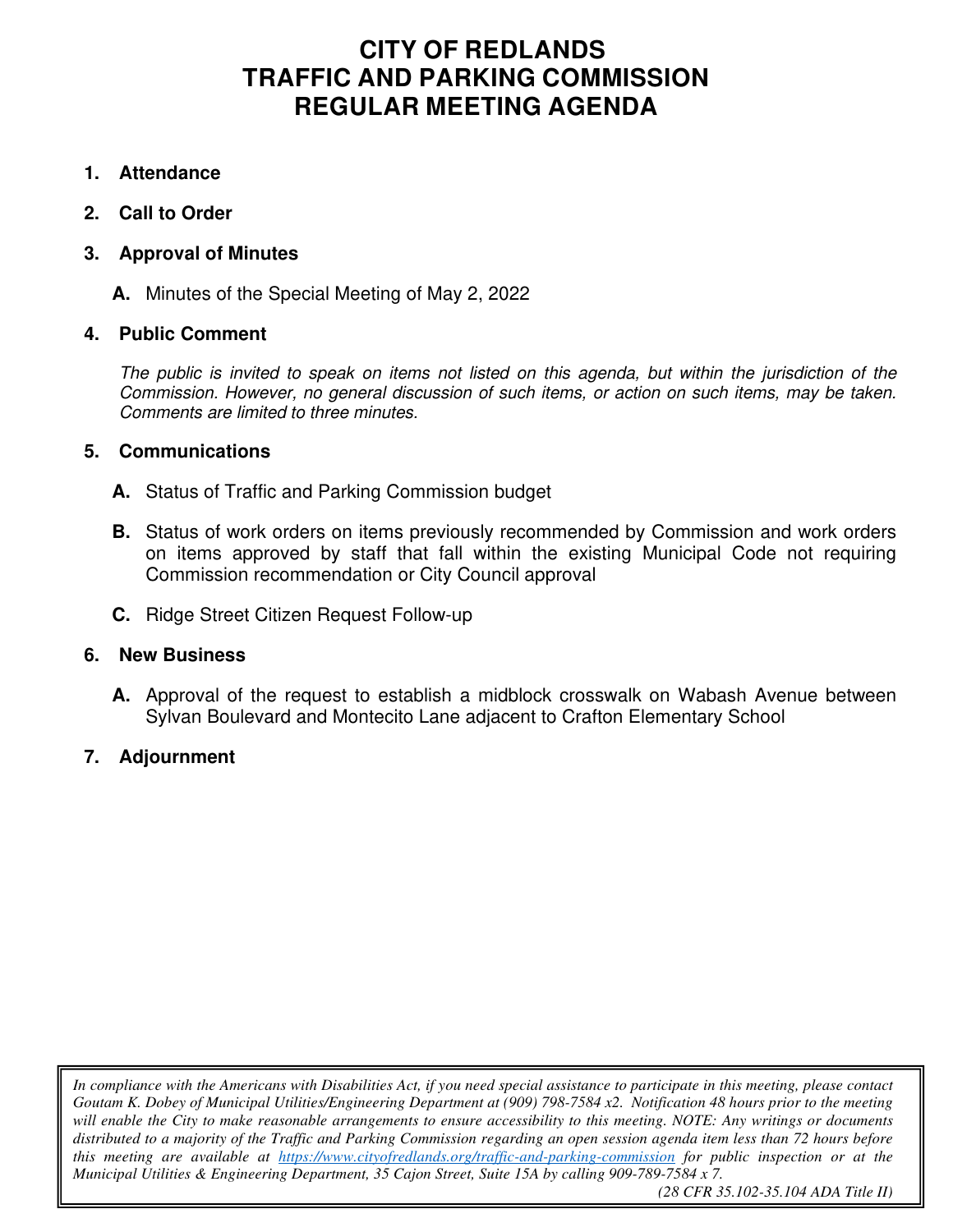# CITY OF REDLANDS
# TRAFFIC AND PARKING COMMISSION
# REGULAR MEETING AGENDA

1. **Attendance**

2. **Call to Order**

3. **Approval of Minutes**

   **A.** Minutes of the Special Meeting of May 2, 2022

4. **Public Comment**

   *The public is invited to speak on items not listed on this agenda, but within the jurisdiction of the Commission. However, no general discussion of such items, or action on such items, may be taken. Comments are limited to three minutes.*

5. **Communications**

   **A.** Status of Traffic and Parking Commission budget

   **B.** Status of work orders on items previously recommended by Commission and work orders on items approved by staff that fall within the existing Municipal Code not requiring Commission recommendation or City Council approval

   **C.** Ridge Street Citizen Request Follow-up

6. **New Business**

   **A.** Approval of the request to establish a midblock crosswalk on Wabash Avenue between Sylvan Boulevard and Montecito Lane adjacent to Crafton Elementary School

7. **Adjournment**

*In compliance with the Americans with Disabilities Act, if you need special assistance to participate in this meeting, please contact Goutam K. Dobey of Municipal Utilities/Engineering Department at (909) 798-7584 x2. Notification 48 hours prior to the meeting will enable the City to make reasonable arrangements to ensure accessibility to this meeting. NOTE: Any writings or documents distributed to a majority of the Traffic and Parking Commission regarding an open session agenda item less than 72 hours before this meeting are available at https://www.cityofredlands.org/traffic-and-parking-commission for public inspection or at the Municipal Utilities & Engineering Department, 35 Cajon Street, Suite 15A by calling 909-789-7584 x 7.*

*(28 CFR 35.102-35.104 ADA Title II)*